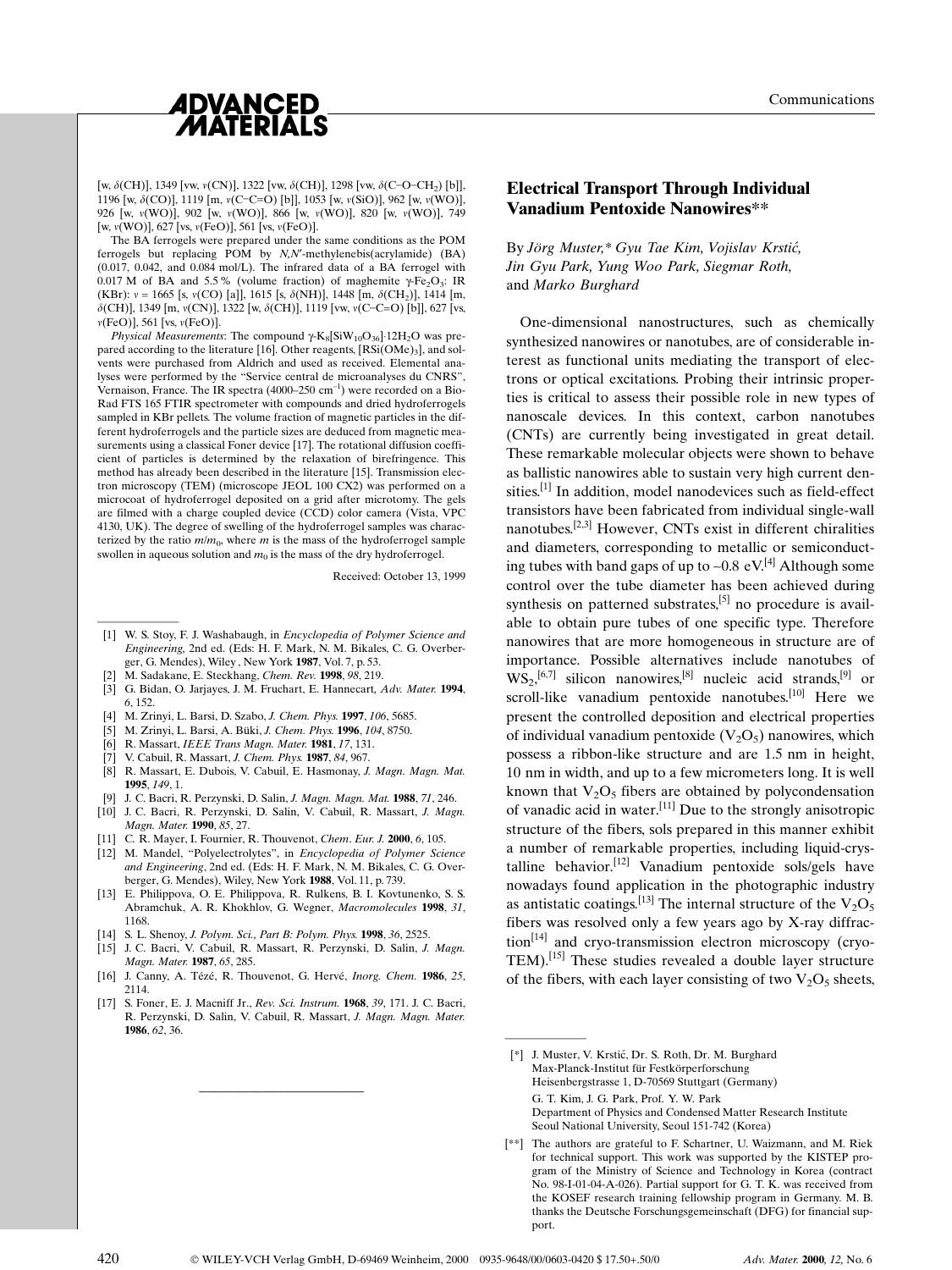[w, $\delta$(CH)], 1349 [vw, $\nu$(CN)], 1322 [vw, $\delta$(CH)], 1298 [vw, $\delta$(C–O–$CH_2$) [b]], 1196 [w, $\delta$(CO)], 1119 [m, $\nu$(C=C=O) [b]], 1053 [w, $\nu$(SiO)], 962 [w, $\nu$(WO)], 926 [w, $\nu$(WO)], 902 [w, $\nu$(WO)], 866 [w, $\nu$(WO)], 820 [w, $\nu$(WO)], 749 [w, $\nu$(WO)], 627 [vs, $\nu$(FeO)], 561 [vs, $\nu$(FeO)].

The BA ferrogels were prepared under the same conditions as the POM ferrogels but replacing POM by *N,N'*-methylenebis(acrylamide) (BA) (0.017, 0.042, and 0.084 mol/L). The infrared data of a BA ferrogel with 0.017 M of BA and 5.5 % (volume fraction) of maghemite $\gamma$-$Fe_2O_3$: IR (KBr): $\nu$ = 1665 [s, $\nu$(CO) [a]], 1615 [s, $\delta$(NH)], 1448 [m, $\delta$($CH_2$)], 1414 [m, $\delta$(CH)], 1349 [m, $\nu$(CN)], 1322 [w, $\delta$(CH)], 1119 [vw, $\nu$(C–C=O) [b]], 627 [vs, $\nu$(FeO)], 561 [vs, $\nu$(FeO)].

*Physical Measurements*: The compound $\gamma$-$K_8[SiW_{10}O_{36}]\cdot 12H_2O$ was prepared according to the literature [16]. Other reagents, [$RSi(OMe)_3$], and solvents were purchased from Aldrich and used as received. Elemental analyses were performed by the "Service central de microanalyses du CNRS", Vernaison, France. The IR spectra (4000–250 $cm^{-1}$) were recorded on a Bio-Rad FTS 165 FTIR spectrometer with compounds and dried hydroferrogels sampled in KBr pellets. The volume fraction of magnetic particles in the different hydroferrogels and the particle sizes are deduced from magnetic measurements using a classical Foner device [17]. The rotational diffusion coefficient of particles is determined by the relaxation of birefringence. This method has already been described in the literature [15]. Transmission electron microscopy (TEM) (microscope JEOL 100 CX2) was performed on a microcoat of hydroferrogel deposited on a grid after microtomy. The gels are filmed with a charge coupled device (CCD) color camera (Vista, VPC 4130, UK). The degree of swelling of the hydroferrogel samples was characterized by the ratio $m/m_0$, where $m$ is the mass of the hydroferrogel sample swollen in aqueous solution and $m_0$ is the mass of the dry hydroferrogel.

Received: October 13, 1999

---

[1] W. S. Stoy, F. J. Washabaugh, in *Encyclopedia of Polymer Science and Engineering,* 2nd ed. (Eds: H. F. Mark, N. M. Bikales, C. G. Overberger, G. Mendes), Wiley , New York **1987**, Vol. 7, p. 53.
[2] M. Sadakane, E. Steckhang, *Chem. Rev.* **1998**, *98*, 219.
[3] G. Bidan, O. Jarjayes, J. M. Fruchart, E. Hannecart, *Adv. Mater.* **1994**, *6*, 152.
[4] M. Zrinyi, L. Barsi, D. Szabo, *J. Chem. Phys.* **1997**, *106*, 5685.
[5] M. Zrinyi, L. Barsi, A. Büki, *J. Chem. Phys.* **1996**, *104*, 8750.
[6] R. Massart, *IEEE Trans Magn. Mater.* **1981**, *17*, 131.
[7] V. Cabuil, R. Massart, *J. Chem. Phys.* **1987**, *84*, 967.
[8] R. Massart, E. Dubois, V. Cabuil, E. Hasmonay, *J. Magn. Magn. Mat.* **1995**, *149*, 1.
[9] J. C. Bacri, R. Perzynski, D. Salin, *J. Magn. Magn. Mat.* **1988**, *71*, 246.
[10] J. C. Bacri, R. Perzynski, D. Salin, V. Cabuil, R. Massart, *J. Magn. Magn. Mater.* **1990**, *85*, 27.
[11] C. R. Mayer, I. Fournier, R. Thouvenot, *Chem. Eur. J.* **2000**, *6*, 105.
[12] M. Mandel, "Polyelectrolytes", in *Encyclopedia of Polymer Science and Engineering*, 2nd ed. (Eds: H. F. Mark, N. M. Bikales, C. G. Overberger, G. Mendes), Wiley, New York **1988**, Vol. 11, p. 739.
[13] E. Philippova, O. E. Philippova, R. Rulkens, B. I. Kovtunenko, S. S. Abramchuk, A. R. Khokhlov, G. Wegner, *Macromolecules* **1998**, *31*, 1168.
[14] S. L. Shenoy, *J. Polym. Sci., Part B: Polym. Phys.* **1998**, *36*, 2525.
[15] J. C. Bacri, V. Cabuil, R. Massart, R. Perzynski, D. Salin, *J. Magn. Magn. Mater.* **1987**, *65*, 285.
[16] J. Canny, A. Tézé, R. Thouvenot, G. Hervé, *Inorg. Chem.* **1986**, *25*, 2114.
[17] S. Foner, E. J. Macniff Jr., *Rev. Sci. Instrum.* **1968**, *39*, 171. J. C. Bacri, R. Perzynski, D. Salin, V. Cabuil, R. Massart, *J. Magn. Magn. Mater.* **1986**, *62*, 36.

---

## Electrical Transport Through Individual Vanadium Pentoxide Nanowires**

By *Jörg Muster,* Gyu Tae Kim, Vojislav Krstić, Jin Gyu Park, Yung Woo Park, Siegmar Roth,* and *Marko Burghard*

One-dimensional nanostructures, such as chemically synthesized nanowires or nanotubes, are of considerable interest as functional units mediating the transport of electrons or optical excitations. Probing their intrinsic properties is critical to assess their possible role in new types of nanoscale devices. In this context, carbon nanotubes (CNTs) are currently being investigated in great detail. These remarkable molecular objects were shown to behave as ballistic nanowires able to sustain very high current densities.[1] In addition, model nanodevices such as field-effect transistors have been fabricated from individual single-wall nanotubes.[2,3] However, CNTs exist in different chiralities and diameters, corresponding to metallic or semiconducting tubes with band gaps of up to ~0.8 eV.[4] Although some control over the tube diameter has been achieved during synthesis on patterned substrates,[5] no procedure is available to obtain pure tubes of one specific type. Therefore nanowires that are more homogeneous in structure are of importance. Possible alternatives include nanotubes of $WS_2$,[6,7] silicon nanowires,[8] nucleic acid strands,[9] or scroll-like vanadium pentoxide nanotubes.[10] Here we present the controlled deposition and electrical properties of individual vanadium pentoxide ($V_2O_5$) nanowires, which possess a ribbon-like structure and are 1.5 nm in height, 10 nm in width, and up to a few micrometers long. It is well known that $V_2O_5$ fibers are obtained by polycondensation of vanadic acid in water.[11] Due to the strongly anisotropic structure of the fibers, sols prepared in this manner exhibit a number of remarkable properties, including liquid-crystalline behavior.[12] Vanadium pentoxide sols/gels have nowadays found application in the photographic industry as antistatic coatings.[13] The internal structure of the $V_2O_5$ fibers was resolved only a few years ago by X-ray diffraction[14] and cryo-transmission electron microscopy (cryo-TEM).[15] These studies revealed a double layer structure of the fibers, with each layer consisting of two $V_2O_5$ sheets,

---

[*] J. Muster, V. Krstić, Dr. S. Roth, Dr. M. Burghard
Max-Planck-Institut für Festkörperforschung
Heisenbergstrasse 1, D-70569 Stuttgart (Germany)
G. T. Kim, J. G. Park, Prof. Y. W. Park
Department of Physics and Condensed Matter Research Institute
Seoul National University, Seoul 151-742 (Korea)

[**] The authors are grateful to F. Schartner, U. Waizmann, and M. Riek for technical support. This work was supported by the KISTEP program of the Ministry of Science and Technology in Korea (contract No. 98-I-01-04-A-026). Partial support for G. T. K. was received from the KOSEF research training fellowship program in Germany. M. B. thanks the Deutsche Forschungsgemeinschaft (DFG) for financial support.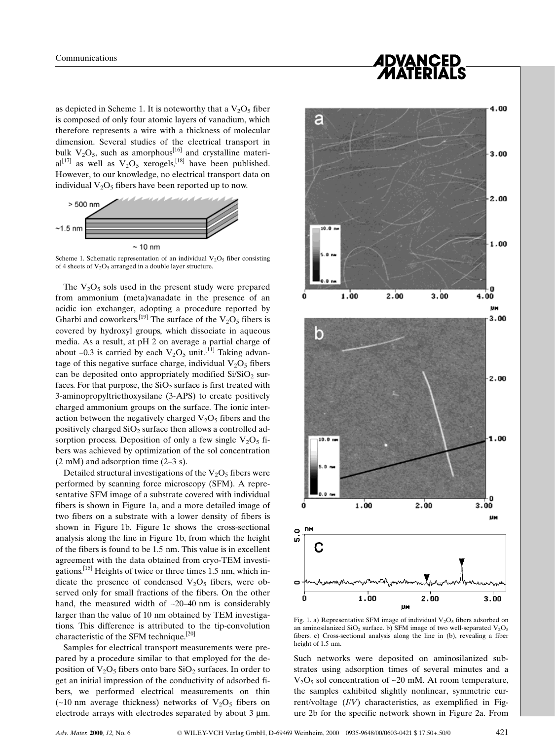as depicted in Scheme 1. It is noteworthy that a $V_2O_5$ fiber is composed of only four atomic layers of vanadium, which therefore represents a wire with a thickness of molecular dimension. Several studies of the electrical transport in bulk $V_2O_5$, such as amorphous[16] and crystalline material[17] as well as $V_2O_5$ xerogels,[18] have been published. However, to our knowledge, no electrical transport data on individual $V_2O_5$ fibers have been reported up to now.

Scheme 1. Schematic representation of an individual $V_2O_5$ fiber consisting of 4 sheets of $V_2O_5$ arranged in a double layer structure.

The $V_2O_5$ sols used in the present study were prepared from ammonium (meta)vanadate in the presence of an acidic ion exchanger, adopting a procedure reported by Gharbi and coworkers.[19] The surface of the $V_2O_5$ fibers is covered by hydroxyl groups, which dissociate in aqueous media. As a result, at pH 2 on average a partial charge of about –0.3 is carried by each $V_2O_5$ unit.[11] Taking advantage of this negative surface charge, individual $V_2O_5$ fibers can be deposited onto appropriately modified $Si/SiO_2$ surfaces. For that purpose, the $SiO_2$ surface is first treated with 3-aminopropyltriethoxysilane (3-APS) to create positively charged ammonium groups on the surface. The ionic interaction between the negatively charged $V_2O_5$ fibers and the positively charged $SiO_2$ surface then allows a controlled adsorption process. Deposition of only a few single $V_2O_5$ fibers was achieved by optimization of the sol concentration (2 mM) and adsorption time (2–3 s).

Detailed structural investigations of the $V_2O_5$ fibers were performed by scanning force microscopy (SFM). A representative SFM image of a substrate covered with individual fibers is shown in Figure 1a, and a more detailed image of two fibers on a substrate with a lower density of fibers is shown in Figure 1b. Figure 1c shows the cross-sectional analysis along the line in Figure 1b, from which the height of the fibers is found to be 1.5 nm. This value is in excellent agreement with the data obtained from cryo-TEM investigations.[15] Heights of twice or three times 1.5 nm, which indicate the presence of condensed $V_2O_5$ fibers, were observed only for small fractions of the fibers. On the other hand, the measured width of ~20–40 nm is considerably larger than the value of 10 nm obtained by TEM investigations. This difference is attributed to the tip-convolution characteristic of the SFM technique.[20]

Samples for electrical transport measurements were prepared by a procedure similar to that employed for the deposition of $V_2O_5$ fibers onto bare $SiO_2$ surfaces. In order to get an initial impression of the conductivity of adsorbed fibers, we performed electrical measurements on thin (~10 nm average thickness) networks of $V_2O_5$ fibers on electrode arrays with electrodes separated by about 3 µm.

Fig. 1. a) Representative SFM image of individual $V_2O_5$ fibers adsorbed on an aminosilanized $SiO_2$ surface. b) SFM image of two well-separated $V_2O_5$ fibers. c) Cross-sectional analysis along the line in (b), revealing a fiber height of 1.5 nm.

Such networks were deposited on aminosilanized substrates using adsorption times of several minutes and a $V_2O_5$ sol concentration of ~20 mM. At room temperature, the samples exhibited slightly nonlinear, symmetric current/voltage ($I/V$) characteristics, as exemplified in Figure 2b for the specific network shown in Figure 2a. From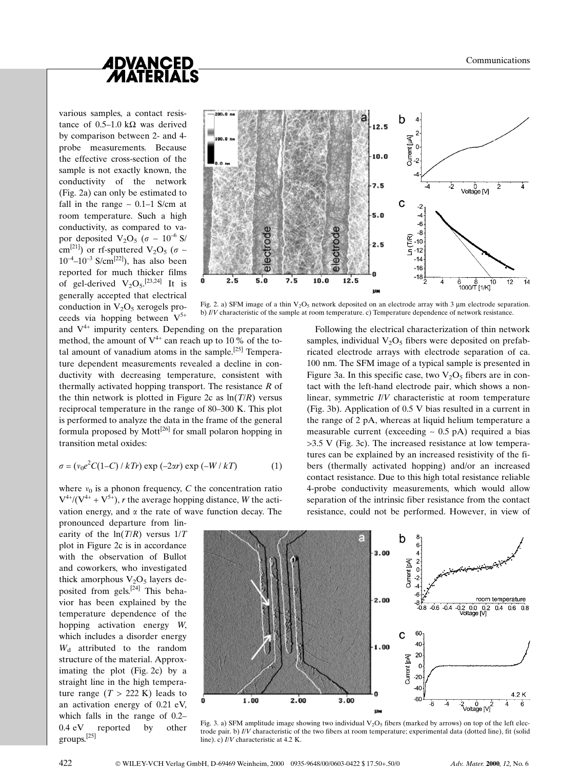various samples, a contact resistance of 0.5–1.0 kΩ was derived by comparison between 2- and 4-probe measurements. Because the effective cross-section of the sample is not exactly known, the conductivity of the network (Fig. 2a) can only be estimated to fall in the range ~ 0.1–1 S/cm at room temperature. Such a high conductivity, as compared to vapor deposited $V_2O_5$ ($\sigma \sim 10^{-6}$ S/cm[21]) or rf-sputtered $V_2O_5$ ($\sigma \sim 10^{-4}$–$10^{-3}$ S/cm[22]), has also been reported for much thicker films of gel-derived $V_2O_5$.[23,24] It is generally accepted that electrical conduction in $V_2O_5$ xerogels proceeds via hopping between $V^{5+}$ and $V^{4+}$ impurity centers. Depending on the preparation method, the amount of $V^{4+}$ can reach up to 10 % of the total amount of vanadium atoms in the sample.[25] Temperature dependent measurements revealed a decline in conductivity with decreasing temperature, consistent with thermally activated hopping transport. The resistance $R$ of the thin network is plotted in Figure 2c as $\ln(T/R)$ versus reciprocal temperature in the range of 80–300 K. This plot is performed to analyze the data in the frame of the general formula proposed by Mott[26] for small polaron hopping in transition metal oxides:

$$\sigma = (v_0 e^2 C(1-C) / kTr) \exp(-2\alpha r) \exp(-W / kT) \tag{1}$$

where $v_0$ is a phonon frequency, $C$ the concentration ratio $V^{4+}/(V^{4+} + V^{5+})$, $r$ the average hopping distance, $W$ the activation energy, and $\alpha$ the rate of wave function decay. The pronounced departure from linearity of the $\ln(T/R)$ versus $1/T$ plot in Figure 2c is in accordance with the observation of Bullot and coworkers, who investigated thick amorphous $V_2O_5$ layers deposited from gels.[24] This behavior has been explained by the temperature dependence of the hopping activation energy $W$, which includes a disorder energy $W_d$ attributed to the random structure of the material. Approximating the plot (Fig. 2c) by a straight line in the high temperature range ($T > 222$ K) leads to an activation energy of 0.21 eV, which falls in the range of 0.2–0.4 eV reported by other groups.[25]

Fig. 2. a) SFM image of a thin $V_2O_5$ network deposited on an electrode array with 3 μm electrode separation. b) $I/V$ characteristic of the sample at room temperature. c) Temperature dependence of network resistance.

Following the electrical characterization of thin network samples, individual $V_2O_5$ fibers were deposited on prefabricated electrode arrays with electrode separation of ca. 100 nm. The SFM image of a typical sample is presented in Figure 3a. In this specific case, two $V_2O_5$ fibers are in contact with the left-hand electrode pair, which shows a nonlinear, symmetric $I/V$ characteristic at room temperature (Fig. 3b). Application of 0.5 V bias resulted in a current in the range of 2 pA, whereas at liquid helium temperature a measurable current (exceeding ~ 0.5 pA) required a bias >3.5 V (Fig. 3c). The increased resistance at low temperatures can be explained by an increased resistivity of the fibers (thermally activated hopping) and/or an increased contact resistance. Due to this high total resistance reliable 4-probe conductivity measurements, which would allow separation of the intrinsic fiber resistance from the contact resistance, could not be performed. However, in view of

Fig. 3. a) SFM amplitude image showing two individual $V_2O_5$ fibers (marked by arrows) on top of the left electrode pair. b) $I/V$ characteristic of the two fibers at room temperature; experimental data (dotted line), fit (solid line). c) $I/V$ characteristic at 4.2 K.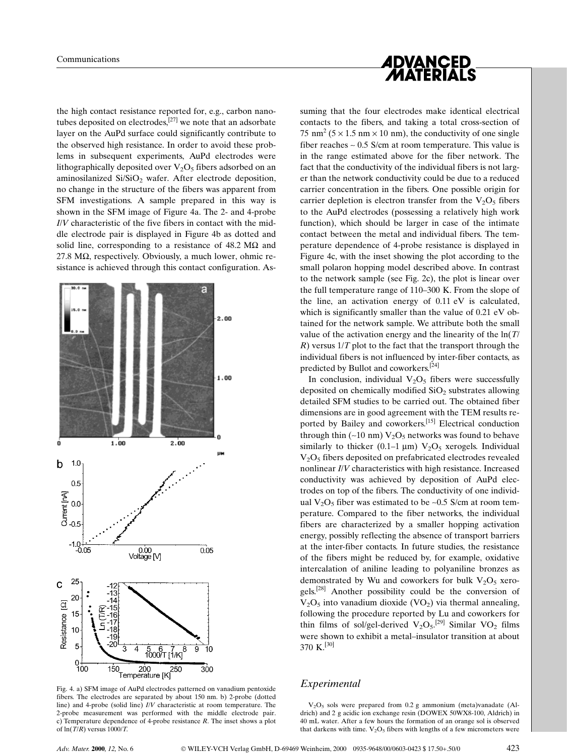the high contact resistance reported for, e.g., carbon nanotubes deposited on electrodes,[27] we note that an adsorbate layer on the AuPd surface could significantly contribute to the observed high resistance. In order to avoid these problems in subsequent experiments, AuPd electrodes were lithographically deposited over $V_2O_5$ fibers adsorbed on an aminosilanized $Si/SiO_2$ wafer. After electrode deposition, no change in the structure of the fibers was apparent from SFM investigations. A sample prepared in this way is shown in the SFM image of Figure 4a. The 2- and 4-probe $I/V$ characteristic of the five fibers in contact with the middle electrode pair is displayed in Figure 4b as dotted and solid line, corresponding to a resistance of 48.2 MΩ and 27.8 MΩ, respectively. Obviously, a much lower, ohmic resistance is achieved through this contact configuration. Assuming that the four electrodes make identical electrical contacts to the fibers, and taking a total cross-section of 75 nm$^2$ (5 × 1.5 nm × 10 nm), the conductivity of one single fiber reaches ~ 0.5 S/cm at room temperature. This value is in the range estimated above for the fiber network. The fact that the conductivity of the individual fibers is not larger than the network conductivity could be due to a reduced carrier concentration in the fibers. One possible origin for carrier depletion is electron transfer from the $V_2O_5$ fibers to the AuPd electrodes (possessing a relatively high work function), which should be larger in case of the intimate contact between the metal and individual fibers. The temperature dependence of 4-probe resistance is displayed in Figure 4c, with the inset showing the plot according to the small polaron hopping model described above. In contrast to the network sample (see Fig. 2c), the plot is linear over the full temperature range of 110–300 K. From the slope of the line, an activation energy of 0.11 eV is calculated, which is significantly smaller than the value of 0.21 eV obtained for the network sample. We attribute both the small value of the activation energy and the linearity of the ln($T$/$R$) versus 1/$T$ plot to the fact that the transport through the individual fibers is not influenced by inter-fiber contacts, as predicted by Bullot and coworkers.[24]

Fig. 4. a) SFM image of AuPd electrodes patterned on vanadium pentoxide fibers. The electrodes are separated by about 150 nm. b) 2-probe (dotted line) and 4-probe (solid line) $I/V$ characteristic at room temperature. The 2-probe measurement was performed with the middle electrode pair. c) Temperature dependence of 4-probe resistance $R$. The inset shows a plot of ln($T$/$R$) versus 1000/$T$.

In conclusion, individual $V_2O_5$ fibers were successfully deposited on chemically modified $SiO_2$ substrates allowing detailed SFM studies to be carried out. The obtained fiber dimensions are in good agreement with the TEM results reported by Bailey and coworkers.[15] Electrical conduction through thin (~10 nm) $V_2O_5$ networks was found to behave similarly to thicker (0.1–1 µm) $V_2O_5$ xerogels. Individual $V_2O_5$ fibers deposited on prefabricated electrodes revealed nonlinear $I/V$ characteristics with high resistance. Increased conductivity was achieved by deposition of AuPd electrodes on top of the fibers. The conductivity of one individual $V_2O_5$ fiber was estimated to be ~0.5 S/cm at room temperature. Compared to the fiber networks, the individual fibers are characterized by a smaller hopping activation energy, possibly reflecting the absence of transport barriers at the inter-fiber contacts. In future studies, the resistance of the fibers might be reduced by, for example, oxidative intercalation of aniline leading to polyaniline bronzes as demonstrated by Wu and coworkers for bulk $V_2O_5$ xerogels.[28] Another possibility could be the conversion of $V_2O_5$ into vanadium dioxide ($VO_2$) via thermal annealing, following the procedure reported by Lu and coworkers for thin films of sol/gel-derived $V_2O_5$.[29] Similar $VO_2$ films were shown to exhibit a metal–insulator transition at about 370 K.[30]

## *Experimental*

$V_2O_5$ sols were prepared from 0.2 g ammonium (meta)vanadate (Aldrich) and 2 g acidic ion exchange resin (DOWEX 50WX8-100, Aldrich) in 40 mL water. After a few hours the formation of an orange sol is observed that darkens with time. $V_2O_5$ fibers with lengths of a few micrometers were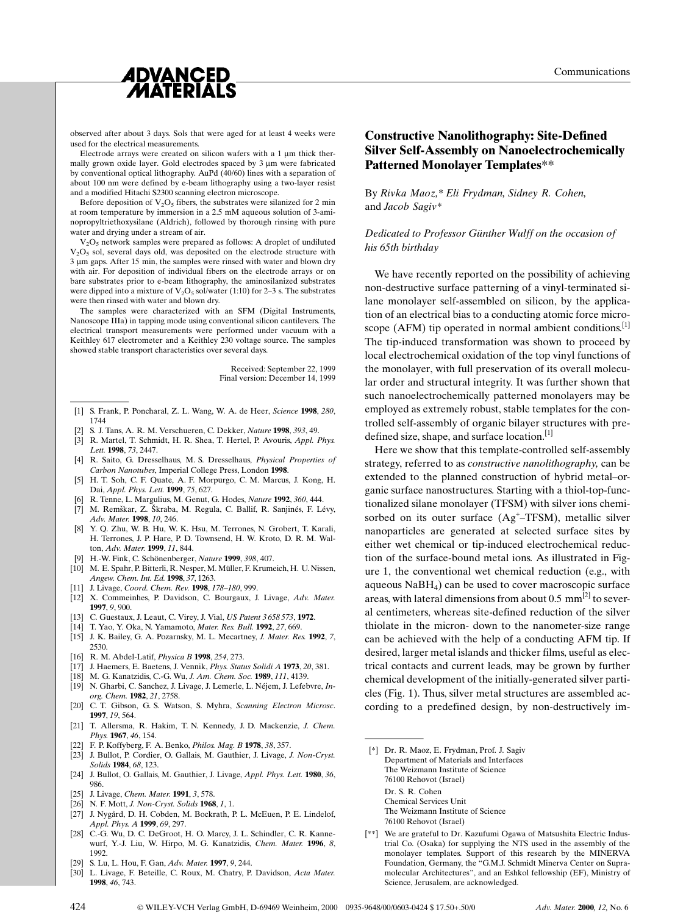observed after about 3 days. Sols that were aged for at least 4 weeks were used for the electrical measurements.

Electrode arrays were created on silicon wafers with a 1 μm thick thermally grown oxide layer. Gold electrodes spaced by 3 μm were fabricated by conventional optical lithography. AuPd (40/60) lines with a separation of about 100 nm were defined by e-beam lithography using a two-layer resist and a modified Hitachi S2300 scanning electron microscope.

Before deposition of $V_2O_5$ fibers, the substrates were silanized for 2 min at room temperature by immersion in a 2.5 mM aqueous solution of 3-aminopropyltriethoxysilane (Aldrich), followed by thorough rinsing with pure water and drying under a stream of air.

$V_2O_5$ network samples were prepared as follows: A droplet of undiluted $V_2O_5$ sol, several days old, was deposited on the electrode structure with 3 μm gaps. After 15 min, the samples were rinsed with water and blown dry with air. For deposition of individual fibers on the electrode arrays or on bare substrates prior to e-beam lithography, the aminosilanized substrates were dipped into a mixture of $V_2O_5$ sol/water (1:10) for 2–3 s. The substrates were then rinsed with water and blown dry.

The samples were characterized with an SFM (Digital Instruments, Nanoscope IIIa) in tapping mode using conventional silicon cantilevers. The electrical transport measurements were performed under vacuum with a Keithley 617 electrometer and a Keithley 230 voltage source. The samples showed stable transport characteristics over several days.

Received: September 22, 1999
Final version: December 14, 1999

---

[1] S. Frank, P. Poncharal, Z. L. Wang, W. A. de Heer, *Science* **1998**, *280*, 1744
[2] S. J. Tans, A. R. M. Verschueren, C. Dekker, *Nature* **1998**, *393*, 49.
[3] R. Martel, T. Schmidt, H. R. Shea, T. Hertel, P. Avouris, *Appl. Phys. Lett.* **1998**, *73*, 2447.
[4] R. Saito, G. Dresselhaus, M. S. Dresselhaus, *Physical Properties of Carbon Nanotubes*, Imperial College Press, London **1998**.
[5] H. T. Soh, C. F. Quate, A. F. Morpurgo, C. M. Marcus, J. Kong, H. Dai, *Appl. Phys. Lett.* **1999**, *75*, 627.
[6] R. Tenne, L. Margulius, M. Genut, G. Hodes, *Nature* **1992**, *360*, 444.
[7] M. Remškar, Z. Škraba, M. Regula, C. Ballif, R. Sanjinés, F. Lévy, *Adv. Mater.* **1998**, *10*, 246.
[8] Y. Q. Zhu, W. B. Hu, W. K. Hsu, M. Terrones, N. Grobert, T. Karali, H. Terrones, J. P. Hare, P. D. Townsend, H. W. Kroto, D. R. M. Walton, *Adv. Mater.* **1999**, *11*, 844.
[9] H.-W. Fink, C. Schönenberger, *Nature* **1999**, *398*, 407.
[10] M. E. Spahr, P. Bitterli, R. Nesper, M. Müller, F. Krumeich, H. U. Nissen, *Angew. Chem. Int. Ed.* **1998**, *37*, 1263.
[11] J. Livage, *Coord. Chem. Rev.* **1998**, *178–180*, 999.
[12] X. Commeinhes, P. Davidson, C. Bourgaux, J. Livage, *Adv. Mater.* **1997**, *9*, 900.
[13] C. Guestaux, J. Leaut, C. Virey, J. Vial, *US Patent 3 658 573*, **1972**.
[14] T. Yao, Y. Oka, N. Yamamoto, *Mater. Res. Bull.* **1992**, *27*, 669.
[15] J. K. Bailey, G. A. Pozarnsky, M. L. Mecartney, *J. Mater. Res.* **1992**, *7*, 2530.
[16] R. M. Abdel-Latif, *Physica B* **1998**, *254*, 273.
[17] J. Haemers, E. Baetens, J. Vennik, *Phys. Status Solidi A* **1973**, *20*, 381.
[18] M. G. Kanatzidis, C.-G. Wu, *J. Am. Chem. Soc.* **1989**, *111*, 4139.
[19] N. Gharbi, C. Sanchez, J. Livage, J. Lemerle, L. Néjem, J. Lefebvre, *Inorg. Chem.* **1982**, *21*, 2758.
[20] C. T. Gibson, G. S. Watson, S. Myhra, *Scanning Electron Microsc.* **1997**, *19*, 564.
[21] T. Allersma, R. Hakim, T. N. Kennedy, J. D. Mackenzie, *J. Chem. Phys.* **1967**, *46*, 154.
[22] F. P. Koffyberg, F. A. Benko, *Philos. Mag. B* **1978**, *38*, 357.
[23] J. Bullot, P. Cordier, O. Gallais, M. Gauthier, J. Livage, *J. Non-Cryst. Solids* **1984**, *68*, 123.
[24] J. Bullot, O. Gallais, M. Gauthier, J. Livage, *Appl. Phys. Lett.* **1980**, *36*, 986.
[25] J. Livage, *Chem. Mater.* **1991**, *3*, 578.
[26] N. F. Mott, *J. Non-Cryst. Solids* **1968**, *1*, 1.
[27] J. Nygård, D. H. Cobden, M. Bockrath, P. L. McEuen, P. E. Lindelof, *Appl. Phys. A* **1999**, *69*, 297.
[28] C.-G. Wu, D. C. DeGroot, H. O. Marcy, J. L. Schindler, C. R. Kannewurf, Y.-J. Liu, W. Hirpo, M. G. Kanatzidis, *Chem. Mater.* **1996**, *8*, 1992.
[29] S. Lu, L. Hou, F. Gan, *Adv. Mater.* **1997**, *9*, 244.
[30] L. Livage, F. Beteille, C. Roux, M. Chatry, P. Davidson, *Acta Mater.* **1998**, *46*, 743.

## Constructive Nanolithography: Site-Defined Silver Self-Assembly on Nanoelectrochemically Patterned Monolayer Templates**

By *Rivka Maoz,\* Eli Frydman, Sidney R. Cohen,* and *Jacob Sagiv\**

*Dedicated to Professor Günther Wulff on the occasion of his 65th birthday*

We have recently reported on the possibility of achieving non-destructive surface patterning of a vinyl-terminated silane monolayer self-assembled on silicon, by the application of an electrical bias to a conducting atomic force microscope (AFM) tip operated in normal ambient conditions.[1] The tip-induced transformation was shown to proceed by local electrochemical oxidation of the top vinyl functions of the monolayer, with full preservation of its overall molecular order and structural integrity. It was further shown that such nanoelectrochemically patterned monolayers may be employed as extremely robust, stable templates for the controlled self-assembly of organic bilayer structures with predefined size, shape, and surface location.[1]

Here we show that this template-controlled self-assembly strategy, referred to as *constructive nanolithography,* can be extended to the planned construction of hybrid metal–organic surface nanostructures. Starting with a thiol-top-functionalized silane monolayer (TFSM) with silver ions chemisorbed on its outer surface ($Ag^+$–TFSM), metallic silver nanoparticles are generated at selected surface sites by either wet chemical or tip-induced electrochemical reduction of the surface-bound metal ions. As illustrated in Figure 1, the conventional wet chemical reduction (e.g., with aqueous $NaBH_4$) can be used to cover macroscopic surface areas, with lateral dimensions from about 0.5 mm$^2$[2] to several centimeters, whereas site-defined reduction of the silver thiolate in the micron- down to the nanometer-size range can be achieved with the help of a conducting AFM tip. If desired, larger metal islands and thicker films, useful as electrical contacts and current leads, may be grown by further chemical development of the initially-generated silver particles (Fig. 1). Thus, silver metal structures are assembled according to a predefined design, by non-destructively im-

---

[*] Dr. R. Maoz, E. Frydman, Prof. J. Sagiv
Department of Materials and Interfaces
The Weizmann Institute of Science
76100 Rehovot (Israel)
Dr. S. R. Cohen
Chemical Services Unit
The Weizmann Institute of Science
76100 Rehovot (Israel)

[**] We are grateful to Dr. Kazufumi Ogawa of Matsushita Electric Industrial Co. (Osaka) for supplying the NTS used in the assembly of the monolayer templates. Support of this research by the MINERVA Foundation, Germany, the "G.M.J. Schmidt Minerva Center on Supramolecular Architectures", and an Eshkol fellowship (EF), Ministry of Science, Jerusalem, are acknowledged.